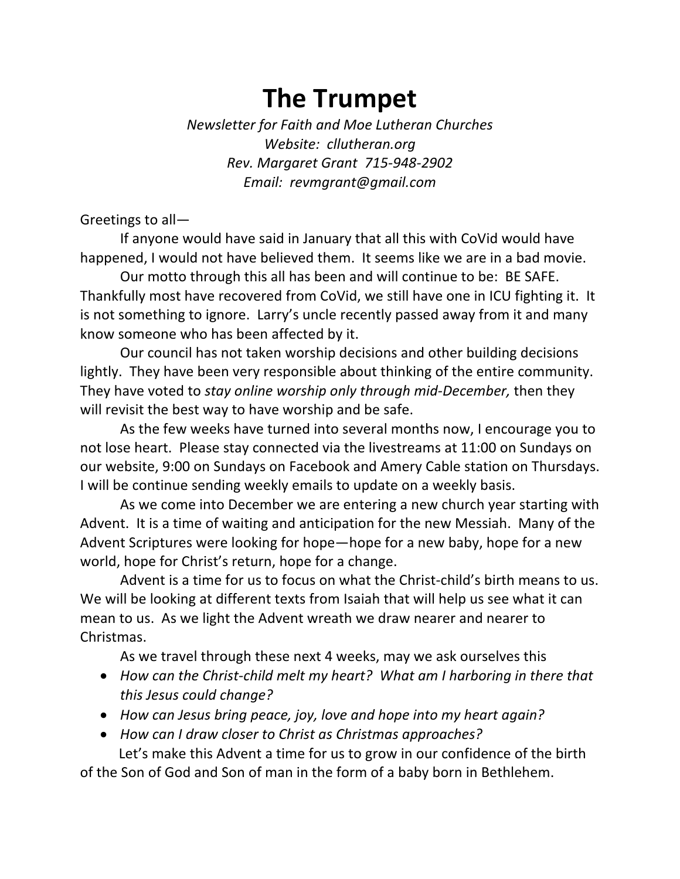# The Trumpet

*Newsletter for Faith and Moe Lutheran Churches*
*Website: cllutheran.org*
*Rev. Margaret Grant 715-948-2902*
*Email: revmgrant@gmail.com*

Greetings to all—

If anyone would have said in January that all this with CoVid would have happened, I would not have believed them. It seems like we are in a bad movie.

Our motto through this all has been and will continue to be: BE SAFE. Thankfully most have recovered from CoVid, we still have one in ICU fighting it. It is not something to ignore. Larry's uncle recently passed away from it and many know someone who has been affected by it.

Our council has not taken worship decisions and other building decisions lightly. They have been very responsible about thinking of the entire community. They have voted to *stay online worship only through mid-December,* then they will revisit the best way to have worship and be safe.

As the few weeks have turned into several months now, I encourage you to not lose heart. Please stay connected via the livestreams at 11:00 on Sundays on our website, 9:00 on Sundays on Facebook and Amery Cable station on Thursdays. I will be continue sending weekly emails to update on a weekly basis.

As we come into December we are entering a new church year starting with Advent. It is a time of waiting and anticipation for the new Messiah. Many of the Advent Scriptures were looking for hope—hope for a new baby, hope for a new world, hope for Christ's return, hope for a change.

Advent is a time for us to focus on what the Christ-child's birth means to us. We will be looking at different texts from Isaiah that will help us see what it can mean to us. As we light the Advent wreath we draw nearer and nearer to Christmas.

As we travel through these next 4 weeks, may we ask ourselves this

- *How can the Christ-child melt my heart? What am I harboring in there that this Jesus could change?*
- *How can Jesus bring peace, joy, love and hope into my heart again?*
- *How can I draw closer to Christ as Christmas approaches?*

Let's make this Advent a time for us to grow in our confidence of the birth of the Son of God and Son of man in the form of a baby born in Bethlehem.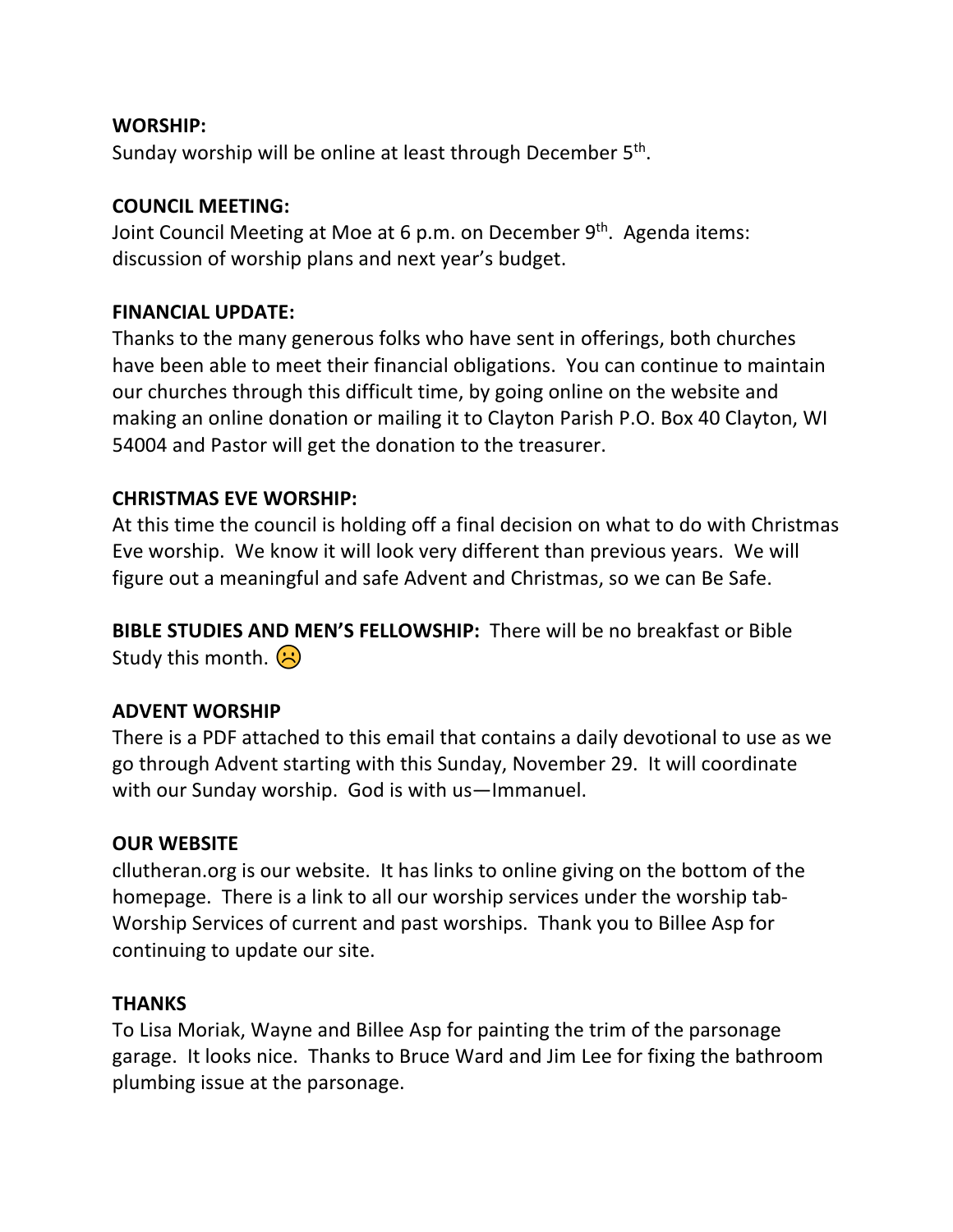**WORSHIP:**
Sunday worship will be online at least through December 5th.

**COUNCIL MEETING:**
Joint Council Meeting at Moe at 6 p.m. on December 9th. Agenda items: discussion of worship plans and next year's budget.

**FINANCIAL UPDATE:**
Thanks to the many generous folks who have sent in offerings, both churches have been able to meet their financial obligations. You can continue to maintain our churches through this difficult time, by going online on the website and making an online donation or mailing it to Clayton Parish P.O. Box 40 Clayton, WI 54004 and Pastor will get the donation to the treasurer.

**CHRISTMAS EVE WORSHIP:**
At this time the council is holding off a final decision on what to do with Christmas Eve worship. We know it will look very different than previous years. We will figure out a meaningful and safe Advent and Christmas, so we can Be Safe.

**BIBLE STUDIES AND MEN'S FELLOWSHIP:** There will be no breakfast or Bible Study this month. ☹

**ADVENT WORSHIP**
There is a PDF attached to this email that contains a daily devotional to use as we go through Advent starting with this Sunday, November 29. It will coordinate with our Sunday worship. God is with us—Immanuel.

**OUR WEBSITE**
cllutheran.org is our website. It has links to online giving on the bottom of the homepage. There is a link to all our worship services under the worship tab- Worship Services of current and past worships. Thank you to Billee Asp for continuing to update our site.

**THANKS**
To Lisa Moriak, Wayne and Billee Asp for painting the trim of the parsonage garage. It looks nice. Thanks to Bruce Ward and Jim Lee for fixing the bathroom plumbing issue at the parsonage.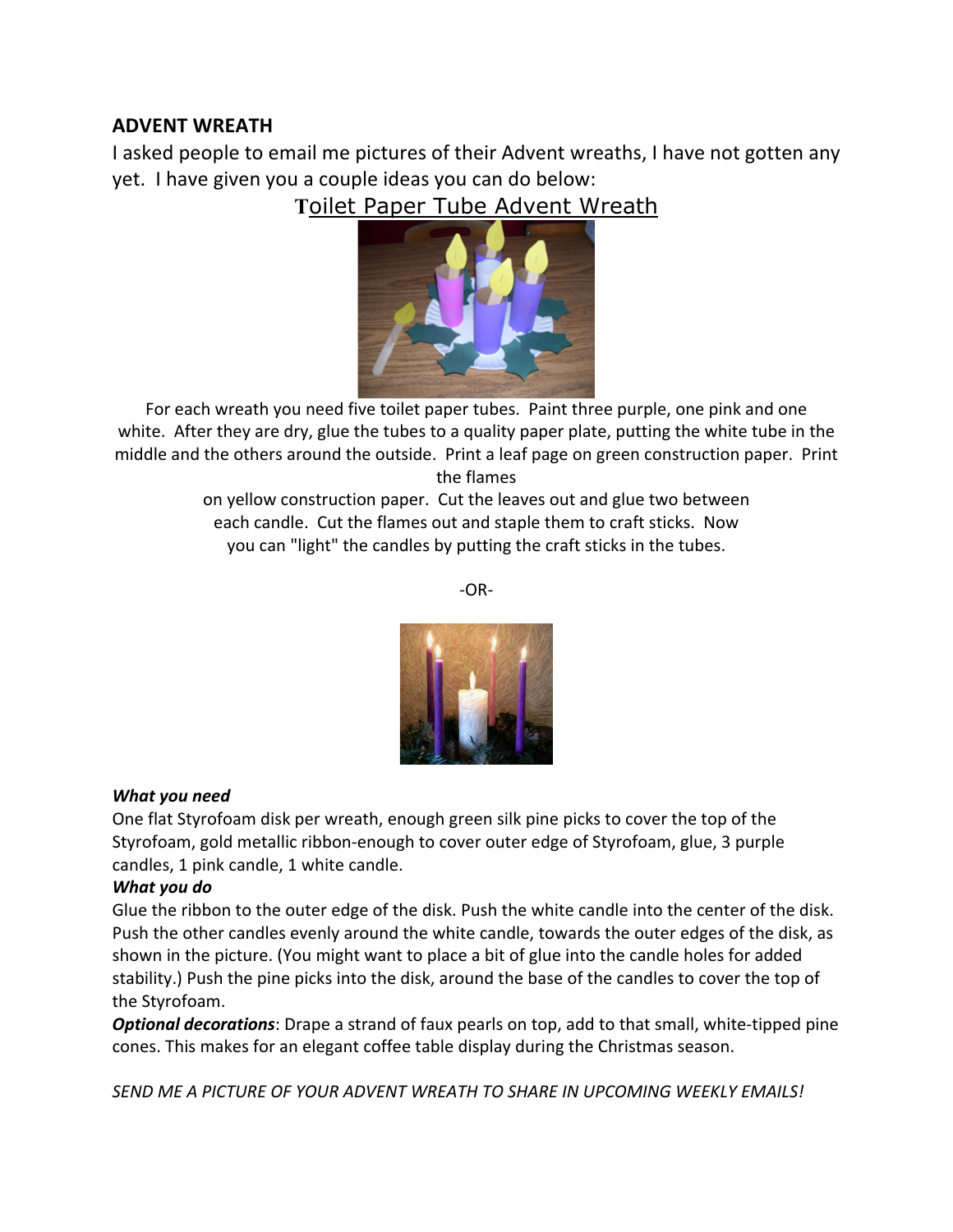## ADVENT WREATH

I asked people to email me pictures of their Advent wreaths, I have not gotten any yet. I have given you a couple ideas you can do below:

### Toilet Paper Tube Advent Wreath

For each wreath you need five toilet paper tubes. Paint three purple, one pink and one white. After they are dry, glue the tubes to a quality paper plate, putting the white tube in the middle and the others around the outside. Print a leaf page on green construction paper. Print the flames on yellow construction paper. Cut the leaves out and glue two between each candle. Cut the flames out and staple them to craft sticks. Now you can "light" the candles by putting the craft sticks in the tubes.

-OR-

***What you need***

One flat Styrofoam disk per wreath, enough green silk pine picks to cover the top of the Styrofoam, gold metallic ribbon-enough to cover outer edge of Styrofoam, glue, 3 purple candles, 1 pink candle, 1 white candle.

***What you do***

Glue the ribbon to the outer edge of the disk. Push the white candle into the center of the disk. Push the other candles evenly around the white candle, towards the outer edges of the disk, as shown in the picture. (You might want to place a bit of glue into the candle holes for added stability.) Push the pine picks into the disk, around the base of the candles to cover the top of the Styrofoam.

***Optional decorations***: Drape a strand of faux pearls on top, add to that small, white-tipped pine cones. This makes for an elegant coffee table display during the Christmas season.

*SEND ME A PICTURE OF YOUR ADVENT WREATH TO SHARE IN UPCOMING WEEKLY EMAILS!*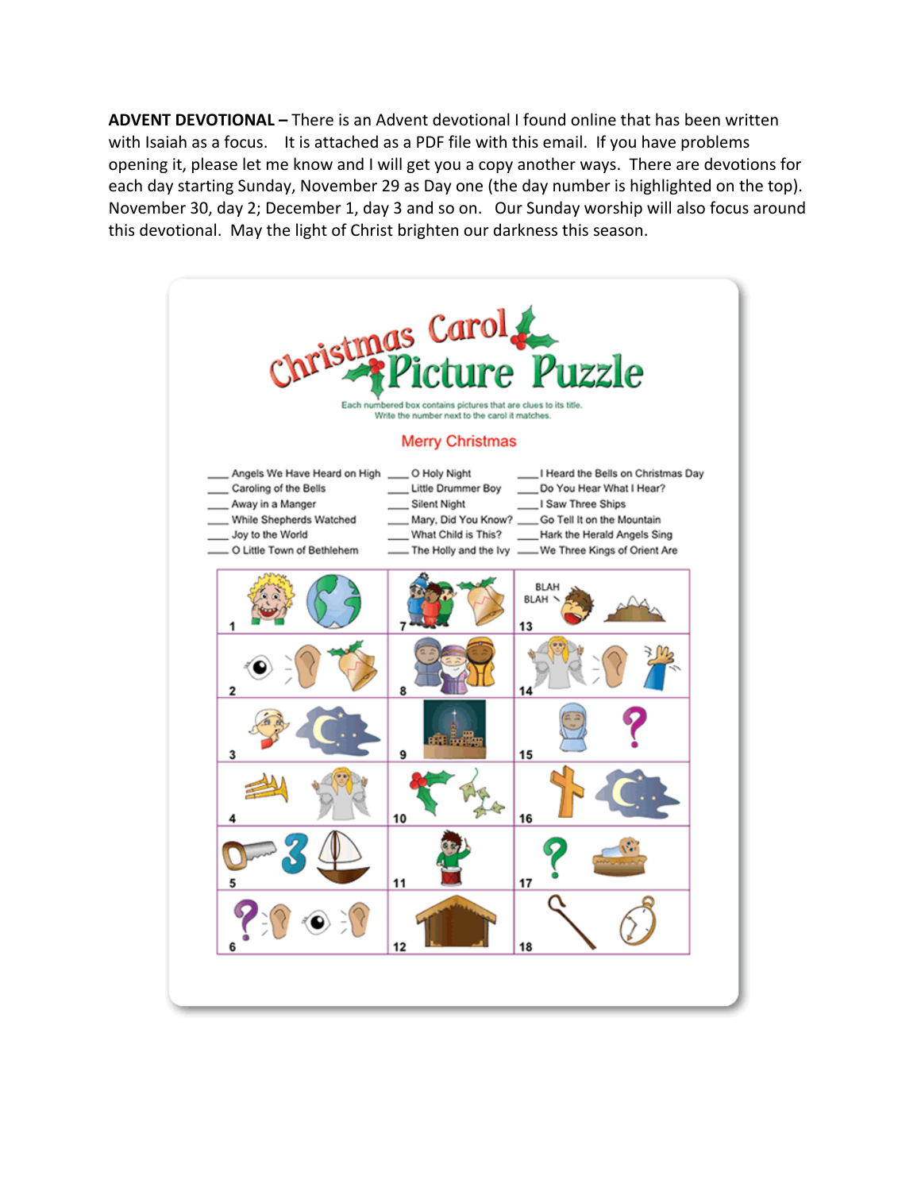**ADVENT DEVOTIONAL –** There is an Advent devotional I found online that has been written with Isaiah as a focus. It is attached as a PDF file with this email. If you have problems opening it, please let me know and I will get you a copy another ways. There are devotions for each day starting Sunday, November 29 as Day one (the day number is highlighted on the top). November 30, day 2; December 1, day 3 and so on. Our Sunday worship will also focus around this devotional. May the light of Christ brighten our darkness this season.

# Christmas Carol Picture Puzzle

Each numbered box contains pictures that are clues to its title.
Write the number next to the carol it matches.

Merry Christmas

| | | |
|---|---|---|
| ___ Angels We Have Heard on High | ___ O Holy Night | ___ I Heard the Bells on Christmas Day |
| ___ Caroling of the Bells | ___ Little Drummer Boy | ___ Do You Hear What I Hear? |
| ___ Away in a Manger | ___ Silent Night | ___ I Saw Three Ships |
| ___ While Shepherds Watched | ___ Mary, Did You Know? | ___ Go Tell It on the Mountain |
| ___ Joy to the World | ___ What Child is This? | ___ Hark the Herald Angels Sing |
| ___ O Little Town of Bethlehem | ___ The Holly and the Ivy | ___ We Three Kings of Orient Are |

| | | |
|---|---|---|
| 1 | 7 | BLAH BLAH 13 |
| 2 | 8 | 14 |
| 3 | 9 | 15 |
| 4 | 10 | 16 |
| 5 | 11 | 17 |
| 6 | 12 | 18 |